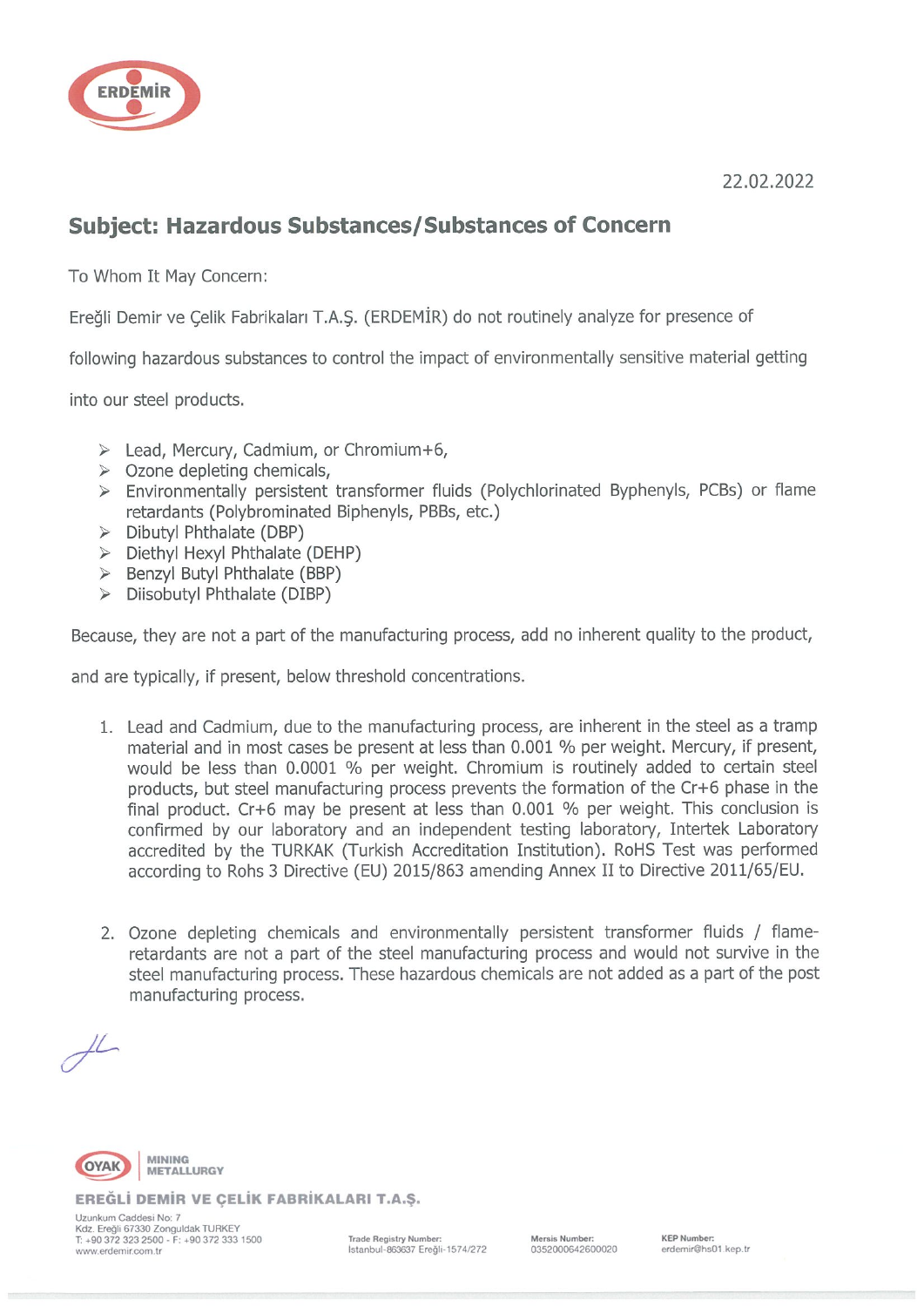ERDEMİR

22.02.2022

## Subject: Hazardous Substances/Substances of Concern

To Whom It May Concern:

Ereğli Demir ve Çelik Fabrikaları T.A.Ş. (ERDEMİR) do not routinely analyze for presence of following hazardous substances to control the impact of environmentally sensitive material getting into our steel products.

- Lead, Mercury, Cadmium, or Chromium+6,
- Ozone depleting chemicals,
- Environmentally persistent transformer fluids (Polychlorinated Byphenyls, PCBs) or flame retardants (Polybrominated Biphenyls, PBBs, etc.)
- Dibutyl Phthalate (DBP)
- Diethyl Hexyl Phthalate (DEHP)
- Benzyl Butyl Phthalate (BBP)
- Diisobutyl Phthalate (DIBP)

Because, they are not a part of the manufacturing process, add no inherent quality to the product, and are typically, if present, below threshold concentrations.

1. Lead and Cadmium, due to the manufacturing process, are inherent in the steel as a tramp material and in most cases be present at less than 0.001 % per weight. Mercury, if present, would be less than 0.0001 % per weight. Chromium is routinely added to certain steel products, but steel manufacturing process prevents the formation of the Cr+6 phase in the final product. Cr+6 may be present at less than 0.001 % per weight. This conclusion is confirmed by our laboratory and an independent testing laboratory, Intertek Laboratory accredited by the TURKAK (Turkish Accreditation Institution). RoHS Test was performed according to Rohs 3 Directive (EU) 2015/863 amending Annex II to Directive 2011/65/EU.

2. Ozone depleting chemicals and environmentally persistent transformer fluids / flame-retardants are not a part of the steel manufacturing process and would not survive in the steel manufacturing process. These hazardous chemicals are not added as a part of the post manufacturing process.

OYAK | MINING METALLURGY

**EREĞLİ DEMİR VE ÇELİK FABRİKALARI T.A.Ş.**

Uzunkum Caddesi No: 7
Kdz. Ereğli 67330 Zonguldak TURKEY
T: +90 372 323 2500 - F: +90 372 333 1500
www.erdemir.com.tr

Trade Registry Number: İstanbul-863637 Ereğli-1574/272

Mersis Number: 0352000642600020

KEP Number: erdemir@hs01.kep.tr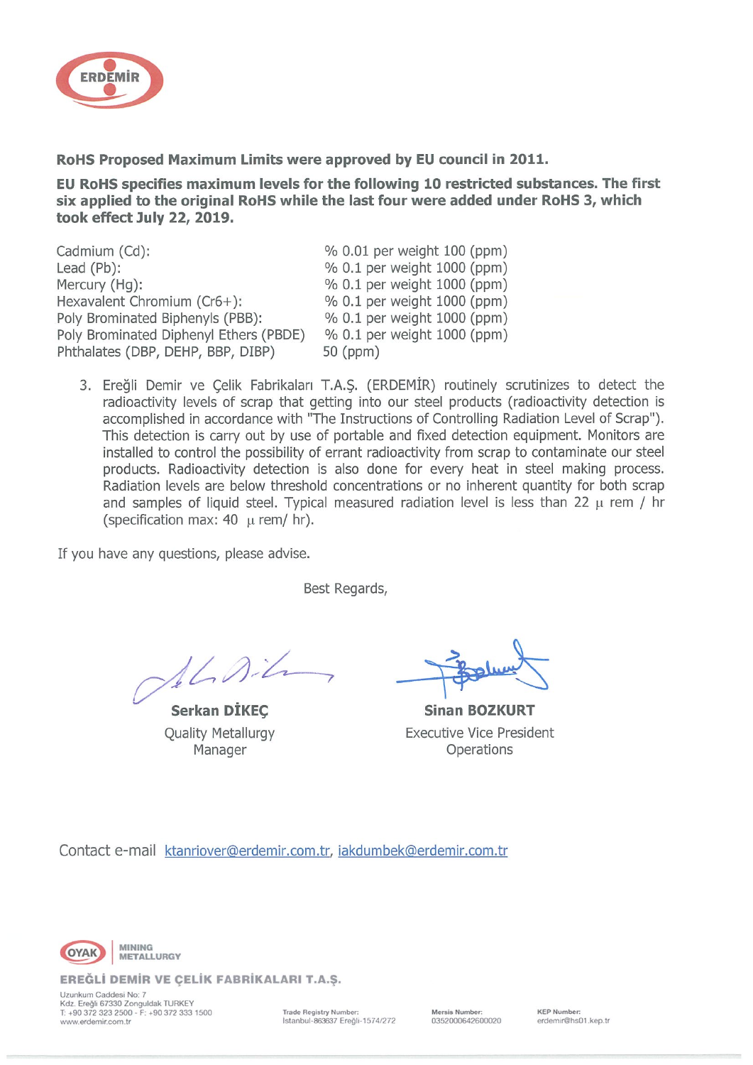**RoHS Proposed Maximum Limits were approved by EU council in 2011.**

**EU RoHS specifies maximum levels for the following 10 restricted substances. The first six applied to the original RoHS while the last four were added under RoHS 3, which took effect July 22, 2019.**

| | |
|---|---|
| Cadmium (Cd): | % 0.01 per weight 100 (ppm) |
| Lead (Pb): | % 0.1 per weight 1000 (ppm) |
| Mercury (Hg): | % 0.1 per weight 1000 (ppm) |
| Hexavalent Chromium (Cr6+): | % 0.1 per weight 1000 (ppm) |
| Poly Brominated Biphenyls (PBB): | % 0.1 per weight 1000 (ppm) |
| Poly Brominated Diphenyl Ethers (PBDE) | % 0.1 per weight 1000 (ppm) |
| Phthalates (DBP, DEHP, BBP, DIBP) | 50 (ppm) |

3. Ereğli Demir ve Çelik Fabrikaları T.A.Ş. (ERDEMİR) routinely scrutinizes to detect the radioactivity levels of scrap that getting into our steel products (radioactivity detection is accomplished in accordance with "The Instructions of Controlling Radiation Level of Scrap"). This detection is carry out by use of portable and fixed detection equipment. Monitors are installed to control the possibility of errant radioactivity from scrap to contaminate our steel products. Radioactivity detection is also done for every heat in steel making process. Radiation levels are below threshold concentrations or no inherent quantity for both scrap and samples of liquid steel. Typical measured radiation level is less than 22 $\mu$ rem / hr (specification max: 40 $\mu$ rem/ hr).

If you have any questions, please advise.

Best Regards,

| | |
|---|---|
| **Serkan DİKEÇ** | **Sinan BOZKURT** |
| Quality Metallurgy Manager | Executive Vice President Operations |

Contact e-mail ktanriover@erdemir.com.tr, iakdumbek@erdemir.com.tr

OYAK MINING METALLURGY

**EREĞLİ DEMİR VE ÇELİK FABRİKALARI T.A.Ş.**

Uzunkum Caddesi No: 7
Kdz. Ereğli 67330 Zonguldak TURKEY
T: +90 372 323 2500 - F: +90 372 333 1500
www.erdemir.com.tr

Trade Registry Number: İstanbul-863637 Ereğli-1574/272

Mersis Number: 0352000642600020

KEP Number: erdemir@hs01.kep.tr